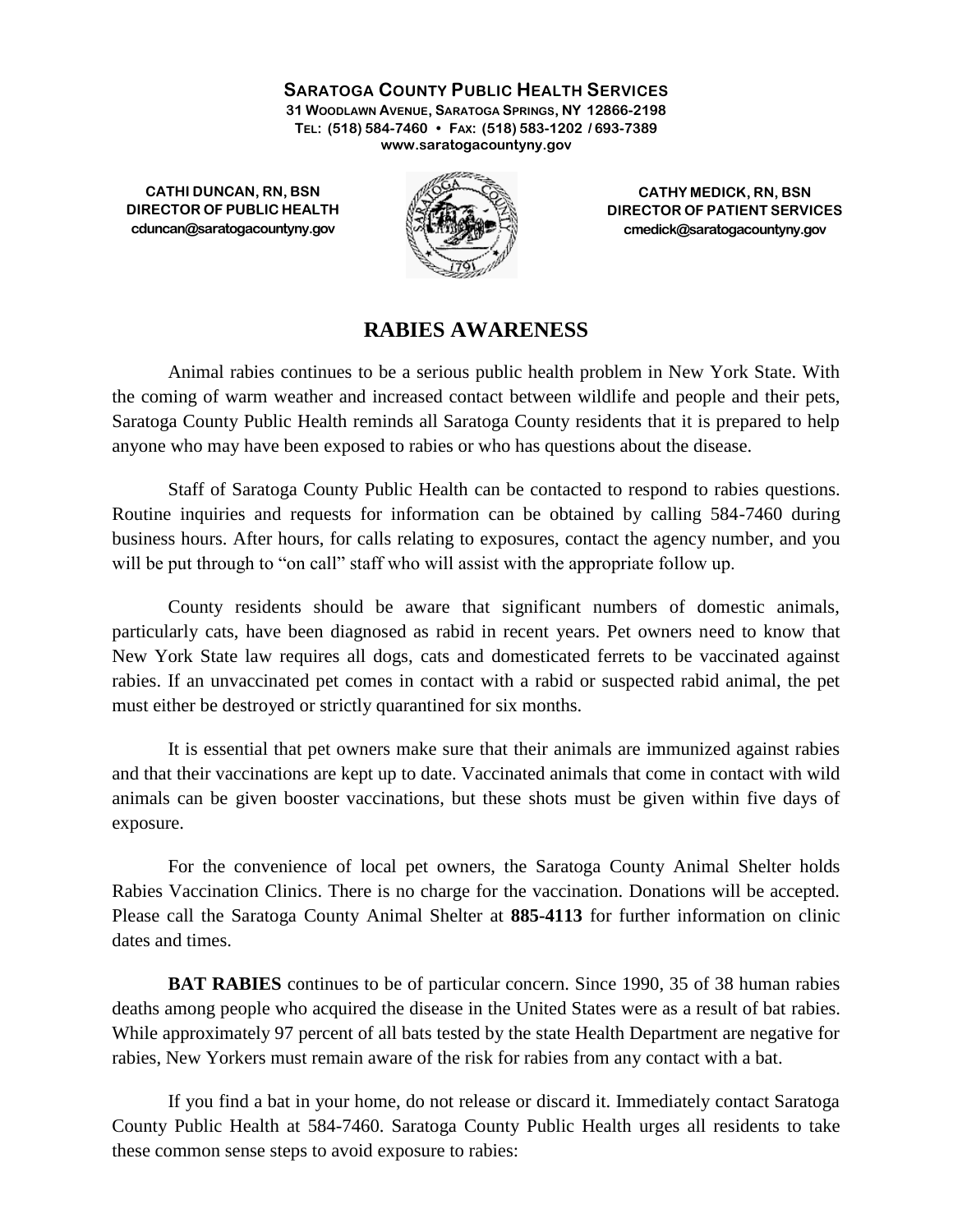**SARATOGA COUNTY PUBLIC HEALTH SERVICES**
**31 WOODLAWN AVENUE, SARATOGA SPRINGS, NY 12866-2198**
**TEL: (518) 584-7460 • FAX: (518) 583-1202 / 693-7389**
**www.saratogacountyny.gov**

**CATHI DUNCAN, RN, BSN**
**DIRECTOR OF PUBLIC HEALTH**
**cduncan@saratogacountyny.gov**

**CATHY MEDICK, RN, BSN**
**DIRECTOR OF PATIENT SERVICES**
**cmedick@saratogacountyny.gov**

# RABIES AWARENESS

Animal rabies continues to be a serious public health problem in New York State. With the coming of warm weather and increased contact between wildlife and people and their pets, Saratoga County Public Health reminds all Saratoga County residents that it is prepared to help anyone who may have been exposed to rabies or who has questions about the disease.

Staff of Saratoga County Public Health can be contacted to respond to rabies questions. Routine inquiries and requests for information can be obtained by calling 584-7460 during business hours. After hours, for calls relating to exposures, contact the agency number, and you will be put through to "on call" staff who will assist with the appropriate follow up.

County residents should be aware that significant numbers of domestic animals, particularly cats, have been diagnosed as rabid in recent years. Pet owners need to know that New York State law requires all dogs, cats and domesticated ferrets to be vaccinated against rabies. If an unvaccinated pet comes in contact with a rabid or suspected rabid animal, the pet must either be destroyed or strictly quarantined for six months.

It is essential that pet owners make sure that their animals are immunized against rabies and that their vaccinations are kept up to date. Vaccinated animals that come in contact with wild animals can be given booster vaccinations, but these shots must be given within five days of exposure.

For the convenience of local pet owners, the Saratoga County Animal Shelter holds Rabies Vaccination Clinics. There is no charge for the vaccination. Donations will be accepted. Please call the Saratoga County Animal Shelter at **885-4113** for further information on clinic dates and times.

**BAT RABIES** continues to be of particular concern. Since 1990, 35 of 38 human rabies deaths among people who acquired the disease in the United States were as a result of bat rabies. While approximately 97 percent of all bats tested by the state Health Department are negative for rabies, New Yorkers must remain aware of the risk for rabies from any contact with a bat.

If you find a bat in your home, do not release or discard it. Immediately contact Saratoga County Public Health at 584-7460. Saratoga County Public Health urges all residents to take these common sense steps to avoid exposure to rabies: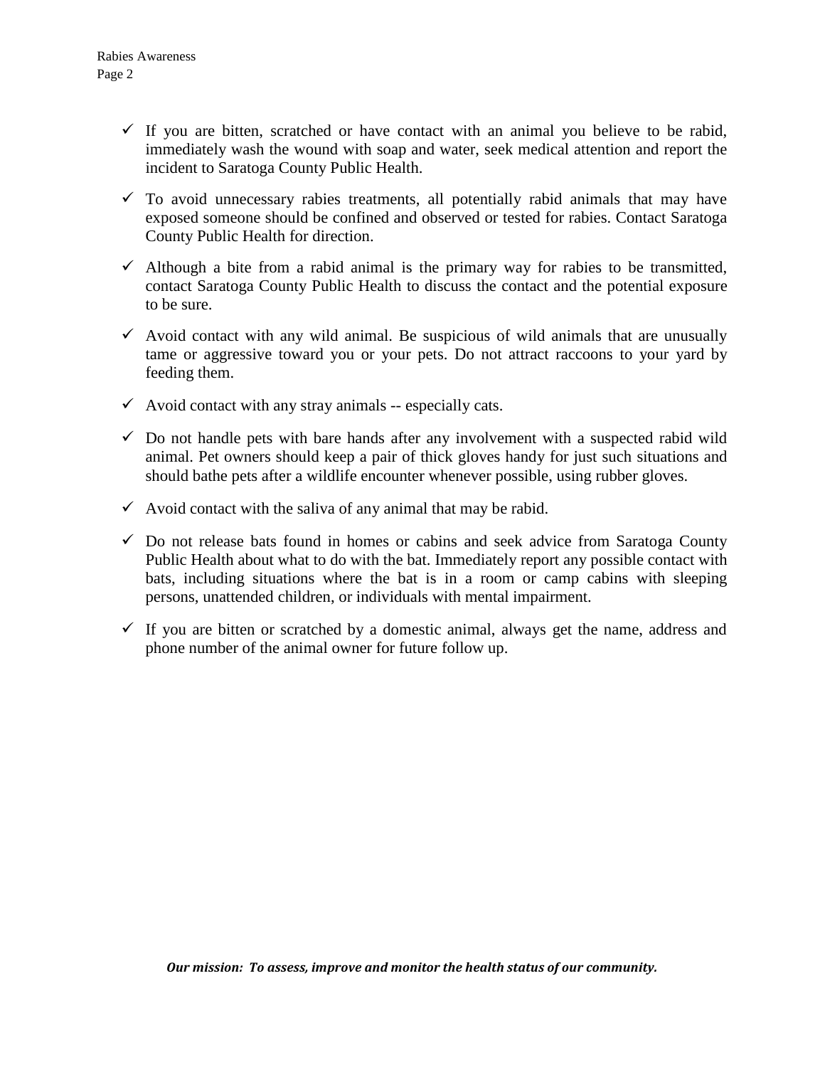- ✓ If you are bitten, scratched or have contact with an animal you believe to be rabid, immediately wash the wound with soap and water, seek medical attention and report the incident to Saratoga County Public Health.
- ✓ To avoid unnecessary rabies treatments, all potentially rabid animals that may have exposed someone should be confined and observed or tested for rabies. Contact Saratoga County Public Health for direction.
- ✓ Although a bite from a rabid animal is the primary way for rabies to be transmitted, contact Saratoga County Public Health to discuss the contact and the potential exposure to be sure.
- ✓ Avoid contact with any wild animal. Be suspicious of wild animals that are unusually tame or aggressive toward you or your pets. Do not attract raccoons to your yard by feeding them.
- ✓ Avoid contact with any stray animals -- especially cats.
- ✓ Do not handle pets with bare hands after any involvement with a suspected rabid wild animal. Pet owners should keep a pair of thick gloves handy for just such situations and should bathe pets after a wildlife encounter whenever possible, using rubber gloves.
- ✓ Avoid contact with the saliva of any animal that may be rabid.
- ✓ Do not release bats found in homes or cabins and seek advice from Saratoga County Public Health about what to do with the bat. Immediately report any possible contact with bats, including situations where the bat is in a room or camp cabins with sleeping persons, unattended children, or individuals with mental impairment.
- ✓ If you are bitten or scratched by a domestic animal, always get the name, address and phone number of the animal owner for future follow up.

***Our mission: To assess, improve and monitor the health status of our community.***